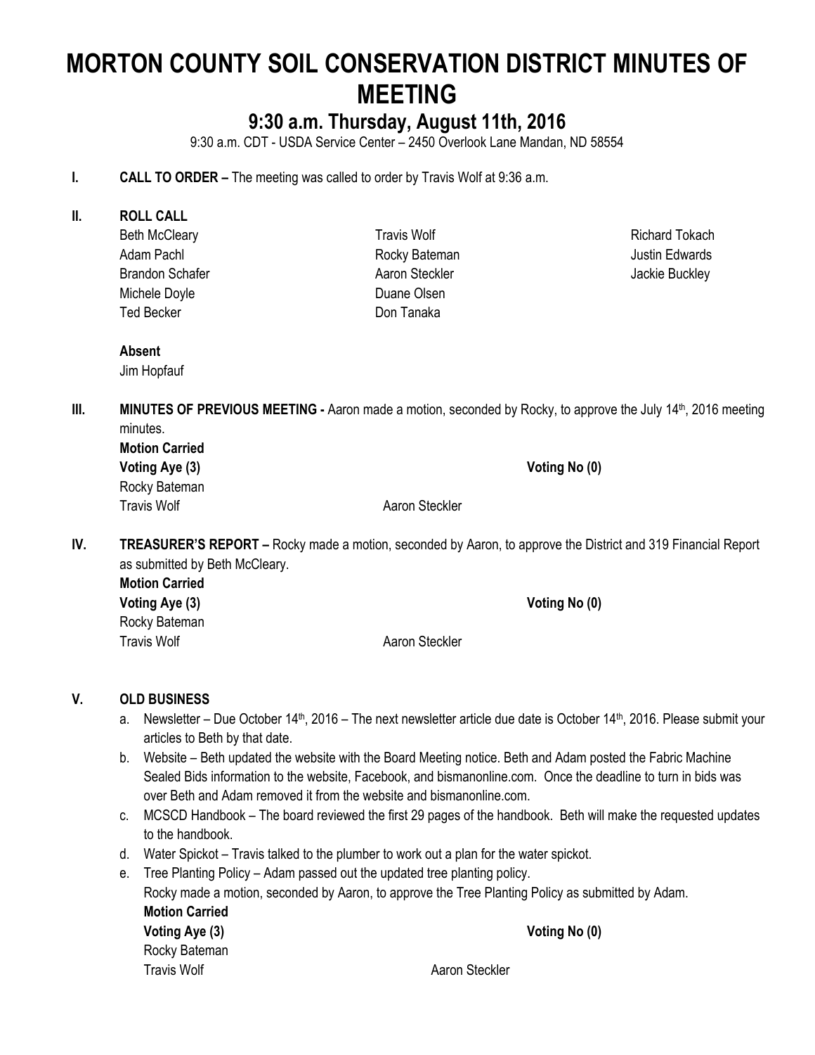# MORTON COUNTY SOIL CONSERVATION DISTRICT MINUTES OF MEETING

## 9:30 a.m. Thursday, August 11th, 2016

9:30 a.m. CDT - USDA Service Center – 2450 Overlook Lane Mandan, ND 58554

**I. CALL TO ORDER –** The meeting was called to order by Travis Wolf at 9:36 a.m.

**II. ROLL CALL**

| | | |
|---|---|---|
| Beth McCleary | Travis Wolf | Richard Tokach |
| Adam Pachl | Rocky Bateman | Justin Edwards |
| Brandon Schafer | Aaron Steckler | Jackie Buckley |
| Michele Doyle | Duane Olsen | |
| Ted Becker | Don Tanaka | |

**Absent**

Jim Hopfauf

**III. MINUTES OF PREVIOUS MEETING -** Aaron made a motion, seconded by Rocky, to approve the July 14th, 2016 meeting minutes.

**Motion Carried**

**Voting Aye (3)** **Voting No (0)**

Rocky Bateman

Travis Wolf Aaron Steckler

**IV. TREASURER'S REPORT –** Rocky made a motion, seconded by Aaron, to approve the District and 319 Financial Report as submitted by Beth McCleary.

**Motion Carried**

**Voting Aye (3)** **Voting No (0)**

Rocky Bateman

Travis Wolf Aaron Steckler

**V. OLD BUSINESS**

a. Newsletter – Due October 14th, 2016 – The next newsletter article due date is October 14th, 2016. Please submit your articles to Beth by that date.

b. Website – Beth updated the website with the Board Meeting notice. Beth and Adam posted the Fabric Machine Sealed Bids information to the website, Facebook, and bismanonline.com. Once the deadline to turn in bids was over Beth and Adam removed it from the website and bismanonline.com.

c. MCSCD Handbook – The board reviewed the first 29 pages of the handbook. Beth will make the requested updates to the handbook.

d. Water Spickot – Travis talked to the plumber to work out a plan for the water spickot.

e. Tree Planting Policy – Adam passed out the updated tree planting policy.
Rocky made a motion, seconded by Aaron, to approve the Tree Planting Policy as submitted by Adam.

**Motion Carried**

**Voting Aye (3)** **Voting No (0)**

Rocky Bateman

Travis Wolf Aaron Steckler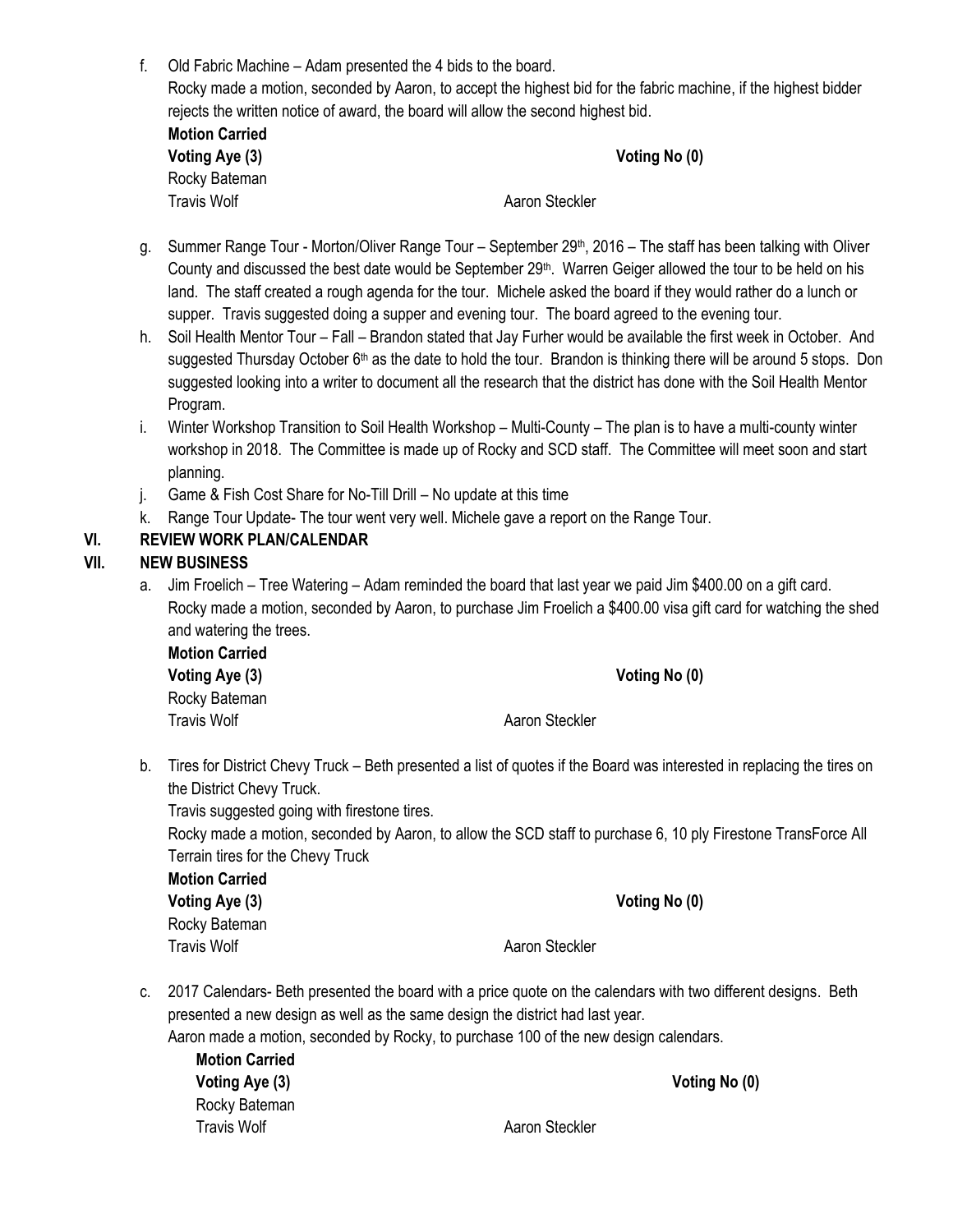f. Old Fabric Machine – Adam presented the 4 bids to the board.
   Rocky made a motion, seconded by Aaron, to accept the highest bid for the fabric machine, if the highest bidder rejects the written notice of award, the board will allow the second highest bid.

   **Motion Carried**

   **Voting Aye (3)** **Voting No (0)**

   Rocky Bateman

   Travis Wolf

   Aaron Steckler

g. Summer Range Tour - Morton/Oliver Range Tour – September 29th, 2016 – The staff has been talking with Oliver County and discussed the best date would be September 29th. Warren Geiger allowed the tour to be held on his land. The staff created a rough agenda for the tour. Michele asked the board if they would rather do a lunch or supper. Travis suggested doing a supper and evening tour. The board agreed to the evening tour.

h. Soil Health Mentor Tour – Fall – Brandon stated that Jay Furher would be available the first week in October. And suggested Thursday October 6th as the date to hold the tour. Brandon is thinking there will be around 5 stops. Don suggested looking into a writer to document all the research that the district has done with the Soil Health Mentor Program.

i. Winter Workshop Transition to Soil Health Workshop – Multi-County – The plan is to have a multi-county winter workshop in 2018. The Committee is made up of Rocky and SCD staff. The Committee will meet soon and start planning.

j. Game & Fish Cost Share for No-Till Drill – No update at this time

k. Range Tour Update- The tour went very well. Michele gave a report on the Range Tour.

## VI. REVIEW WORK PLAN/CALENDAR

## VII. NEW BUSINESS

a. Jim Froelich – Tree Watering – Adam reminded the board that last year we paid Jim $400.00 on a gift card.
   Rocky made a motion, seconded by Aaron, to purchase Jim Froelich a $400.00 visa gift card for watching the shed and watering the trees.

   **Motion Carried**

   **Voting Aye (3)** **Voting No (0)**

   Rocky Bateman

   Travis Wolf

   Aaron Steckler

b. Tires for District Chevy Truck – Beth presented a list of quotes if the Board was interested in replacing the tires on the District Chevy Truck.
   Travis suggested going with firestone tires.
   Rocky made a motion, seconded by Aaron, to allow the SCD staff to purchase 6, 10 ply Firestone TransForce All Terrain tires for the Chevy Truck

   **Motion Carried**

   **Voting Aye (3)** **Voting No (0)**

   Rocky Bateman

   Travis Wolf

   Aaron Steckler

c. 2017 Calendars- Beth presented the board with a price quote on the calendars with two different designs. Beth presented a new design as well as the same design the district had last year.
   Aaron made a motion, seconded by Rocky, to purchase 100 of the new design calendars.

   **Motion Carried**

   **Voting Aye (3)** **Voting No (0)**

   Rocky Bateman

   Travis Wolf

   Aaron Steckler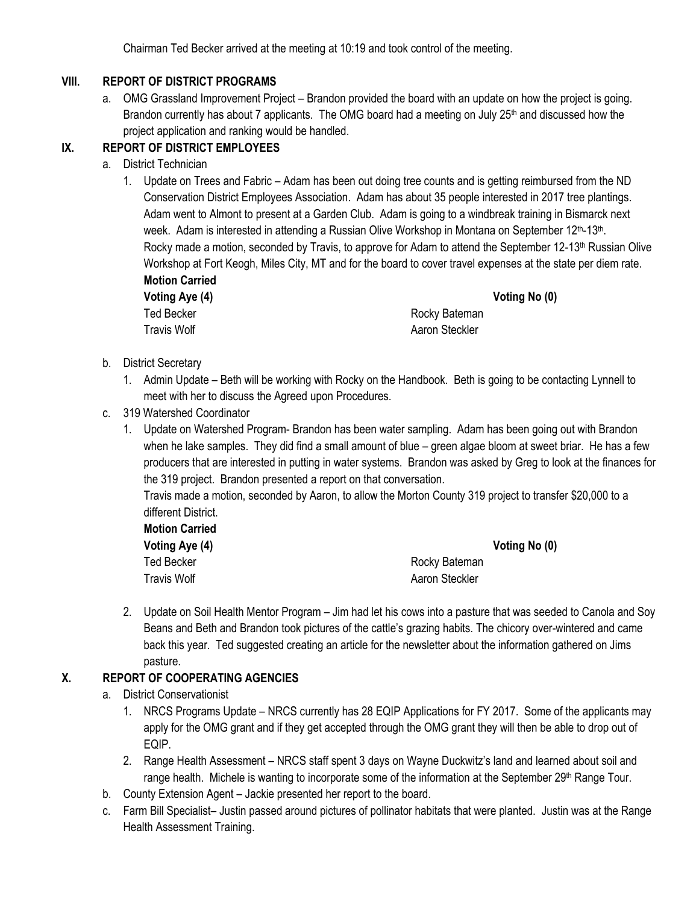Chairman Ted Becker arrived at the meeting at 10:19 and took control of the meeting.

## VIII. REPORT OF DISTRICT PROGRAMS

a. OMG Grassland Improvement Project – Brandon provided the board with an update on how the project is going. Brandon currently has about 7 applicants. The OMG board had a meeting on July 25th and discussed how the project application and ranking would be handled.

## IX. REPORT OF DISTRICT EMPLOYEES

a. District Technician

1. Update on Trees and Fabric – Adam has been out doing tree counts and is getting reimbursed from the ND Conservation District Employees Association. Adam has about 35 people interested in 2017 tree plantings. Adam went to Almont to present at a Garden Club. Adam is going to a windbreak training in Bismarck next week. Adam is interested in attending a Russian Olive Workshop in Montana on September 12th-13th.

   Rocky made a motion, seconded by Travis, to approve for Adam to attend the September 12-13th Russian Olive Workshop at Fort Keogh, Miles City, MT and for the board to cover travel expenses at the state per diem rate.

   **Motion Carried**

   | **Voting Aye (4)** | | **Voting No (0)** |
   |---|---|---|
   | Ted Becker | Rocky Bateman | |
   | Travis Wolf | Aaron Steckler | |

b. District Secretary

1. Admin Update – Beth will be working with Rocky on the Handbook. Beth is going to be contacting Lynnell to meet with her to discuss the Agreed upon Procedures.

c. 319 Watershed Coordinator

1. Update on Watershed Program- Brandon has been water sampling. Adam has been going out with Brandon when he lake samples. They did find a small amount of blue – green algae bloom at sweet briar. He has a few producers that are interested in putting in water systems. Brandon was asked by Greg to look at the finances for the 319 project. Brandon presented a report on that conversation.

   Travis made a motion, seconded by Aaron, to allow the Morton County 319 project to transfer $20,000 to a different District.

   **Motion Carried**

   | **Voting Aye (4)** | | **Voting No (0)** |
   |---|---|---|
   | Ted Becker | Rocky Bateman | |
   | Travis Wolf | Aaron Steckler | |

2. Update on Soil Health Mentor Program – Jim had let his cows into a pasture that was seeded to Canola and Soy Beans and Beth and Brandon took pictures of the cattle's grazing habits. The chicory over-wintered and came back this year. Ted suggested creating an article for the newsletter about the information gathered on Jims pasture.

## X. REPORT OF COOPERATING AGENCIES

a. District Conservationist

1. NRCS Programs Update – NRCS currently has 28 EQIP Applications for FY 2017. Some of the applicants may apply for the OMG grant and if they get accepted through the OMG grant they will then be able to drop out of EQIP.
2. Range Health Assessment – NRCS staff spent 3 days on Wayne Duckwitz's land and learned about soil and range health. Michele is wanting to incorporate some of the information at the September 29th Range Tour.

b. County Extension Agent – Jackie presented her report to the board.

c. Farm Bill Specialist– Justin passed around pictures of pollinator habitats that were planted. Justin was at the Range Health Assessment Training.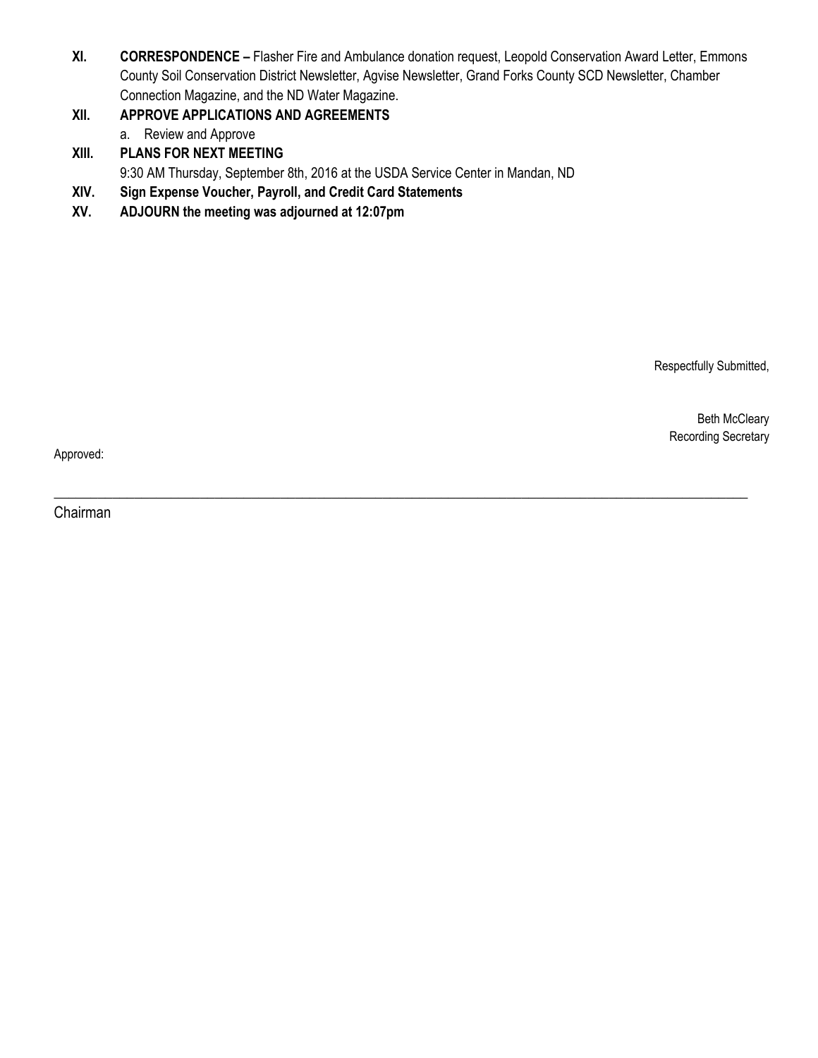**XI. CORRESPONDENCE –** Flasher Fire and Ambulance donation request, Leopold Conservation Award Letter, Emmons County Soil Conservation District Newsletter, Agvise Newsletter, Grand Forks County SCD Newsletter, Chamber Connection Magazine, and the ND Water Magazine.

**XII. APPROVE APPLICATIONS AND AGREEMENTS**

a. Review and Approve

**XIII. PLANS FOR NEXT MEETING**

9:30 AM Thursday, September 8th, 2016 at the USDA Service Center in Mandan, ND

**XIV. Sign Expense Voucher, Payroll, and Credit Card Statements**

**XV. ADJOURN the meeting was adjourned at 12:07pm**

Respectfully Submitted,

Beth McCleary
Recording Secretary

Approved:

\_\_\_\_\_\_\_\_\_\_\_\_\_\_\_\_\_\_\_\_\_\_\_\_\_\_\_\_\_\_\_\_\_\_\_\_\_\_\_\_\_\_\_\_\_\_\_\_

Chairman